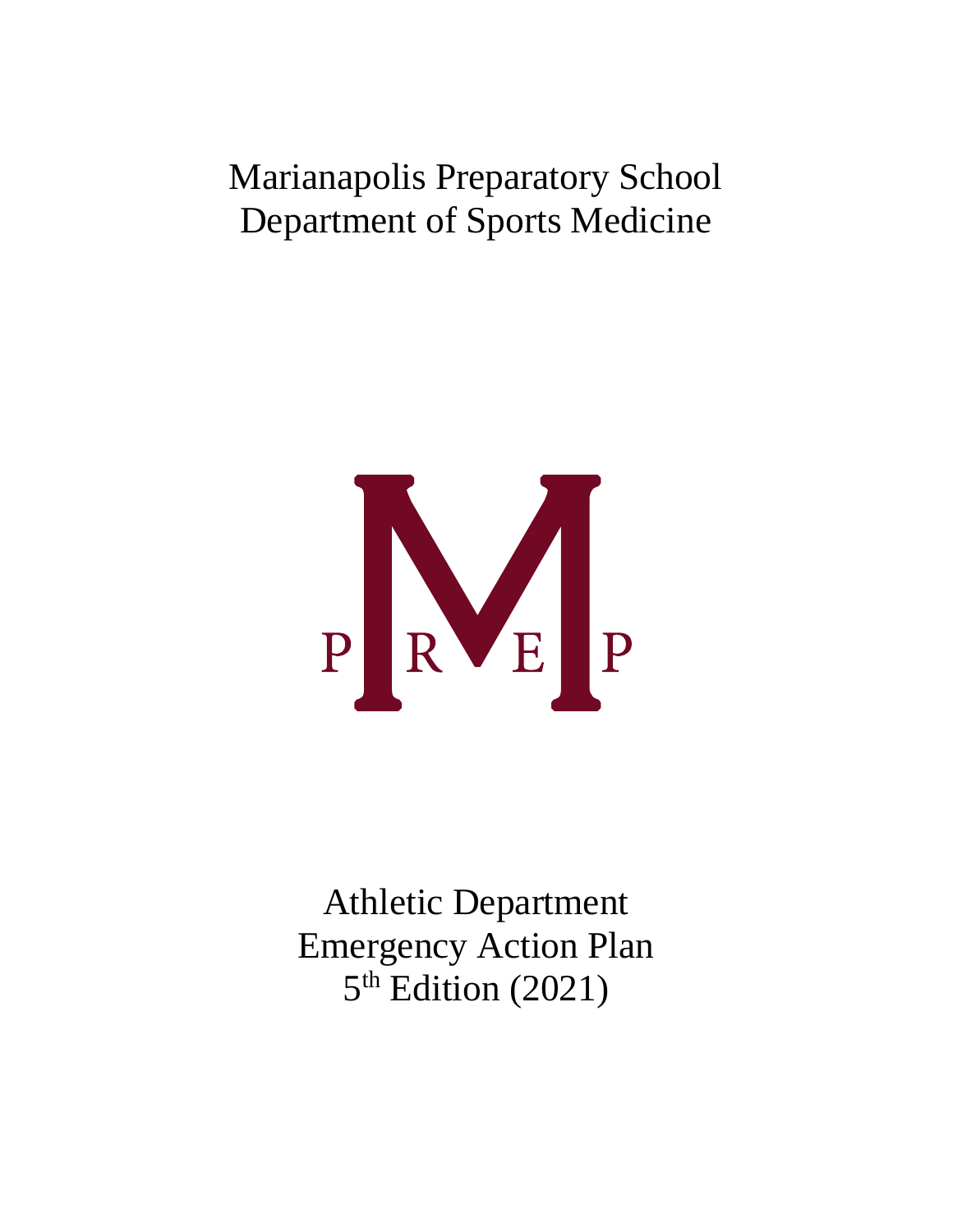# Marianapolis Preparatory School
# Department of Sports Medicine

P R E P

## Athletic Department
## Emergency Action Plan
## 5th Edition (2021)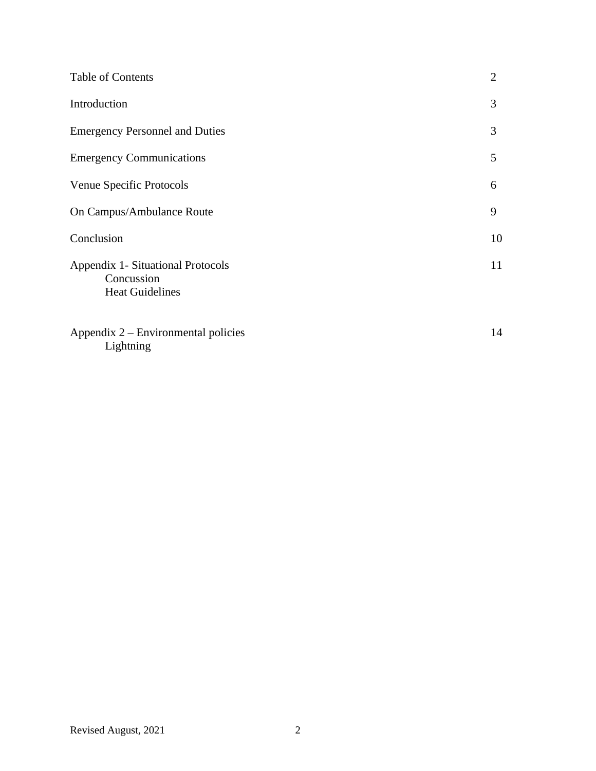| | |
|---|---|
| Table of Contents | 2 |
| Introduction | 3 |
| Emergency Personnel and Duties | 3 |
| Emergency Communications | 5 |
| Venue Specific Protocols | 6 |
| On Campus/Ambulance Route | 9 |
| Conclusion | 10 |
| Appendix 1- Situational Protocols<br>Concussion<br>Heat Guidelines | 11 |
| Appendix 2 – Environmental policies<br>Lightning | 14 |

Revised August, 2021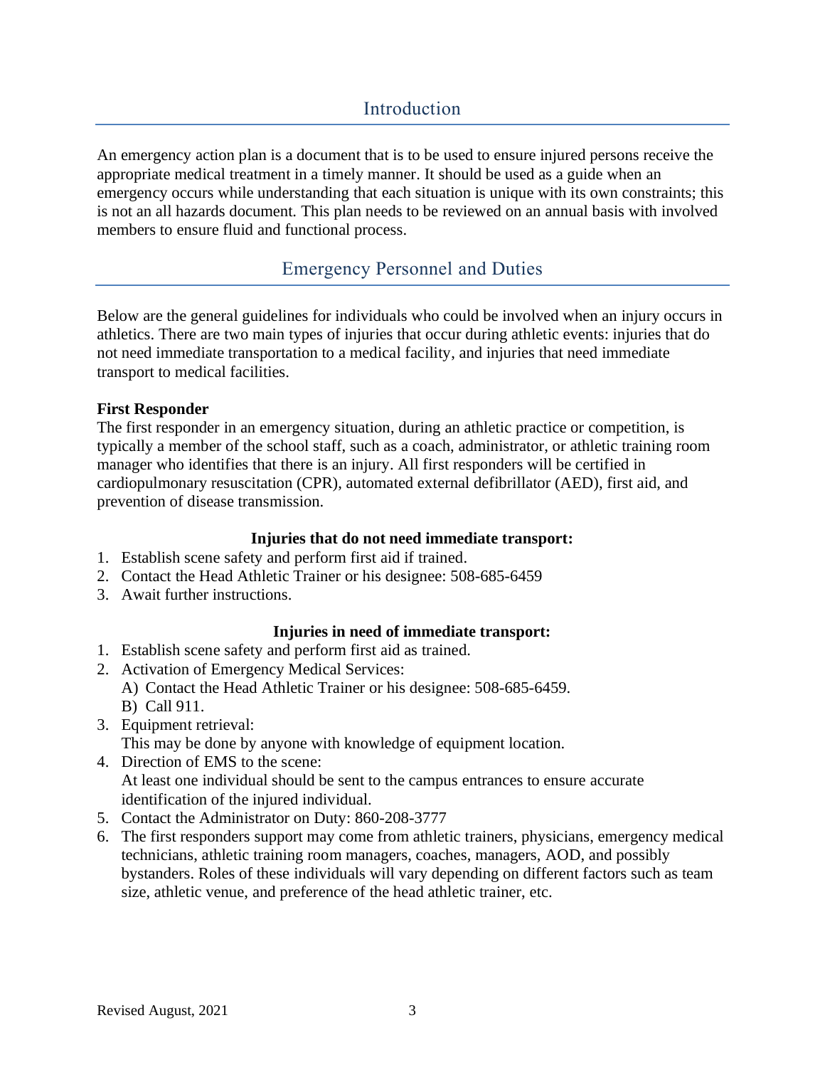## Introduction

An emergency action plan is a document that is to be used to ensure injured persons receive the appropriate medical treatment in a timely manner. It should be used as a guide when an emergency occurs while understanding that each situation is unique with its own constraints; this is not an all hazards document. This plan needs to be reviewed on an annual basis with involved members to ensure fluid and functional process.

## Emergency Personnel and Duties

Below are the general guidelines for individuals who could be involved when an injury occurs in athletics. There are two main types of injuries that occur during athletic events: injuries that do not need immediate transportation to a medical facility, and injuries that need immediate transport to medical facilities.

**First Responder**

The first responder in an emergency situation, during an athletic practice or competition, is typically a member of the school staff, such as a coach, administrator, or athletic training room manager who identifies that there is an injury. All first responders will be certified in cardiopulmonary resuscitation (CPR), automated external defibrillator (AED), first aid, and prevention of disease transmission.

**Injuries that do not need immediate transport:**

1. Establish scene safety and perform first aid if trained.
2. Contact the Head Athletic Trainer or his designee: 508-685-6459
3. Await further instructions.

**Injuries in need of immediate transport:**

1. Establish scene safety and perform first aid as trained.
2. Activation of Emergency Medical Services:
   A) Contact the Head Athletic Trainer or his designee: 508-685-6459.
   B) Call 911.
3. Equipment retrieval:
   This may be done by anyone with knowledge of equipment location.
4. Direction of EMS to the scene:
   At least one individual should be sent to the campus entrances to ensure accurate identification of the injured individual.
5. Contact the Administrator on Duty: 860-208-3777
6. The first responders support may come from athletic trainers, physicians, emergency medical technicians, athletic training room managers, coaches, managers, AOD, and possibly bystanders. Roles of these individuals will vary depending on different factors such as team size, athletic venue, and preference of the head athletic trainer, etc.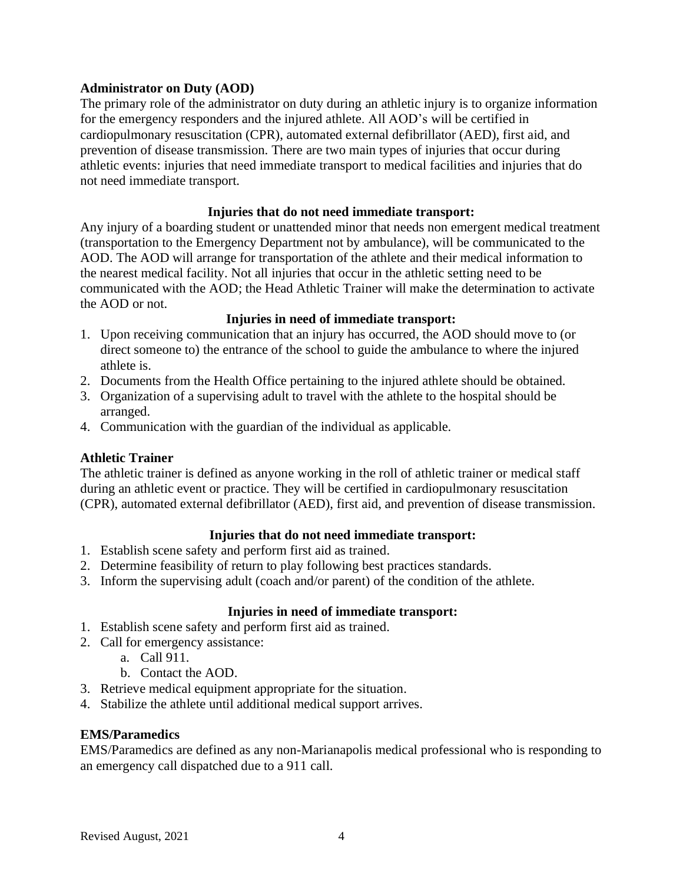## Administrator on Duty (AOD)

The primary role of the administrator on duty during an athletic injury is to organize information for the emergency responders and the injured athlete. All AOD's will be certified in cardiopulmonary resuscitation (CPR), automated external defibrillator (AED), first aid, and prevention of disease transmission. There are two main types of injuries that occur during athletic events: injuries that need immediate transport to medical facilities and injuries that do not need immediate transport.

### Injuries that do not need immediate transport:

Any injury of a boarding student or unattended minor that needs non emergent medical treatment (transportation to the Emergency Department not by ambulance), will be communicated to the AOD. The AOD will arrange for transportation of the athlete and their medical information to the nearest medical facility. Not all injuries that occur in the athletic setting need to be communicated with the AOD; the Head Athletic Trainer will make the determination to activate the AOD or not.

### Injuries in need of immediate transport:

1. Upon receiving communication that an injury has occurred, the AOD should move to (or direct someone to) the entrance of the school to guide the ambulance to where the injured athlete is.
2. Documents from the Health Office pertaining to the injured athlete should be obtained.
3. Organization of a supervising adult to travel with the athlete to the hospital should be arranged.
4. Communication with the guardian of the individual as applicable.

## Athletic Trainer

The athletic trainer is defined as anyone working in the roll of athletic trainer or medical staff during an athletic event or practice. They will be certified in cardiopulmonary resuscitation (CPR), automated external defibrillator (AED), first aid, and prevention of disease transmission.

### Injuries that do not need immediate transport:

1. Establish scene safety and perform first aid as trained.
2. Determine feasibility of return to play following best practices standards.
3. Inform the supervising adult (coach and/or parent) of the condition of the athlete.

### Injuries in need of immediate transport:

1. Establish scene safety and perform first aid as trained.
2. Call for emergency assistance:
   a. Call 911.
   b. Contact the AOD.
3. Retrieve medical equipment appropriate for the situation.
4. Stabilize the athlete until additional medical support arrives.

## EMS/Paramedics

EMS/Paramedics are defined as any non-Marianapolis medical professional who is responding to an emergency call dispatched due to a 911 call.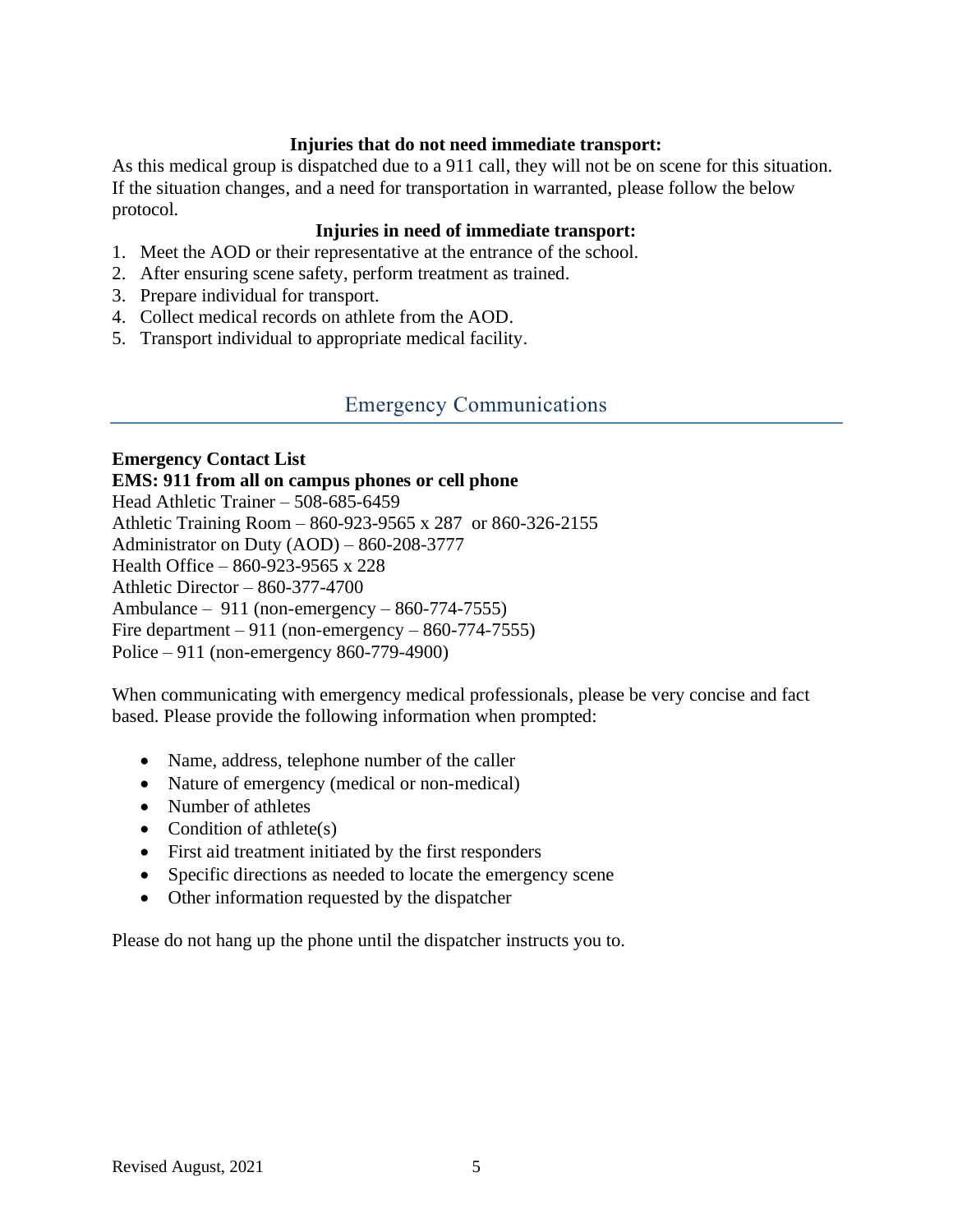**Injuries that do not need immediate transport:**

As this medical group is dispatched due to a 911 call, they will not be on scene for this situation. If the situation changes, and a need for transportation in warranted, please follow the below protocol.

**Injuries in need of immediate transport:**

1. Meet the AOD or their representative at the entrance of the school.
2. After ensuring scene safety, perform treatment as trained.
3. Prepare individual for transport.
4. Collect medical records on athlete from the AOD.
5. Transport individual to appropriate medical facility.

## Emergency Communications

**Emergency Contact List**

**EMS: 911 from all on campus phones or cell phone**

Head Athletic Trainer – 508-685-6459
Athletic Training Room – 860-923-9565 x 287 or 860-326-2155
Administrator on Duty (AOD) – 860-208-3777
Health Office – 860-923-9565 x 228
Athletic Director – 860-377-4700
Ambulance – 911 (non-emergency – 860-774-7555)
Fire department – 911 (non-emergency – 860-774-7555)
Police – 911 (non-emergency 860-779-4900)

When communicating with emergency medical professionals, please be very concise and fact based. Please provide the following information when prompted:

- Name, address, telephone number of the caller
- Nature of emergency (medical or non-medical)
- Number of athletes
- Condition of athlete(s)
- First aid treatment initiated by the first responders
- Specific directions as needed to locate the emergency scene
- Other information requested by the dispatcher

Please do not hang up the phone until the dispatcher instructs you to.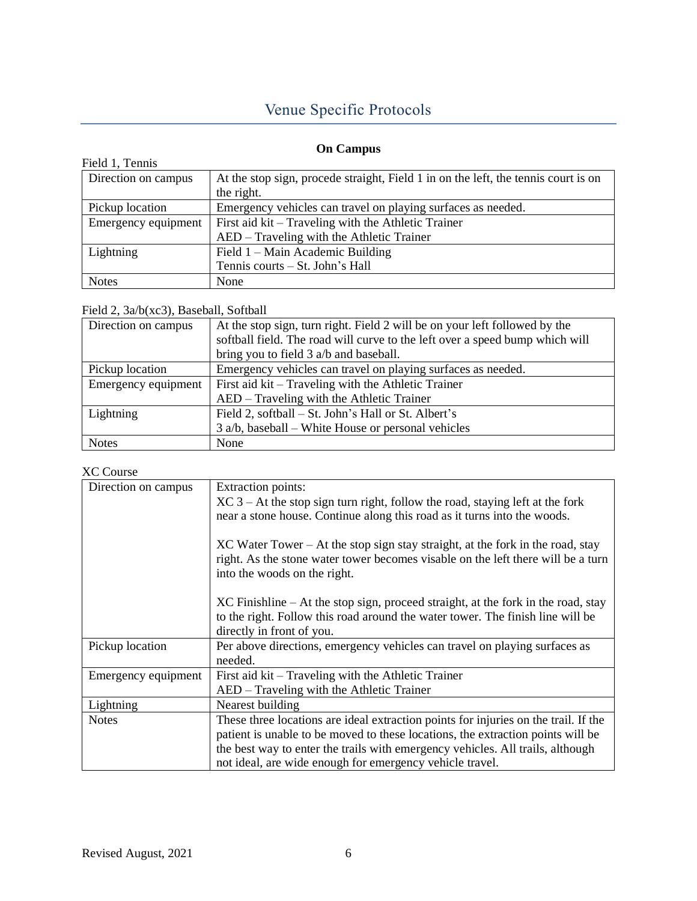# Venue Specific Protocols

**On Campus**

Field 1, Tennis

| Direction on campus | At the stop sign, procede straight, Field 1 in on the left, the tennis court is on the right. |
|---|---|
| Pickup location | Emergency vehicles can travel on playing surfaces as needed. |
| Emergency equipment | First aid kit – Traveling with the Athletic Trainer<br>AED – Traveling with the Athletic Trainer |
| Lightning | Field 1 – Main Academic Building<br>Tennis courts – St. John's Hall |
| Notes | None |

Field 2, 3a/b(xc3), Baseball, Softball

| Direction on campus | At the stop sign, turn right. Field 2 will be on your left followed by the softball field. The road will curve to the left over a speed bump which will bring you to field 3 a/b and baseball. |
|---|---|
| Pickup location | Emergency vehicles can travel on playing surfaces as needed. |
| Emergency equipment | First aid kit – Traveling with the Athletic Trainer<br>AED – Traveling with the Athletic Trainer |
| Lightning | Field 2, softball – St. John's Hall or St. Albert's<br>3 a/b, baseball – White House or personal vehicles |
| Notes | None |

XC Course

| Direction on campus | Extraction points:<br>XC 3 – At the stop sign turn right, follow the road, staying left at the fork near a stone house. Continue along this road as it turns into the woods.<br><br>XC Water Tower – At the stop sign stay straight, at the fork in the road, stay right. As the stone water tower becomes visable on the left there will be a turn into the woods on the right.<br><br>XC Finishline – At the stop sign, proceed straight, at the fork in the road, stay to the right. Follow this road around the water tower. The finish line will be directly in front of you. |
|---|---|
| Pickup location | Per above directions, emergency vehicles can travel on playing surfaces as needed. |
| Emergency equipment | First aid kit – Traveling with the Athletic Trainer<br>AED – Traveling with the Athletic Trainer |
| Lightning | Nearest building |
| Notes | These three locations are ideal extraction points for injuries on the trail. If the patient is unable to be moved to these locations, the extraction points will be the best way to enter the trails with emergency vehicles. All trails, although not ideal, are wide enough for emergency vehicle travel. |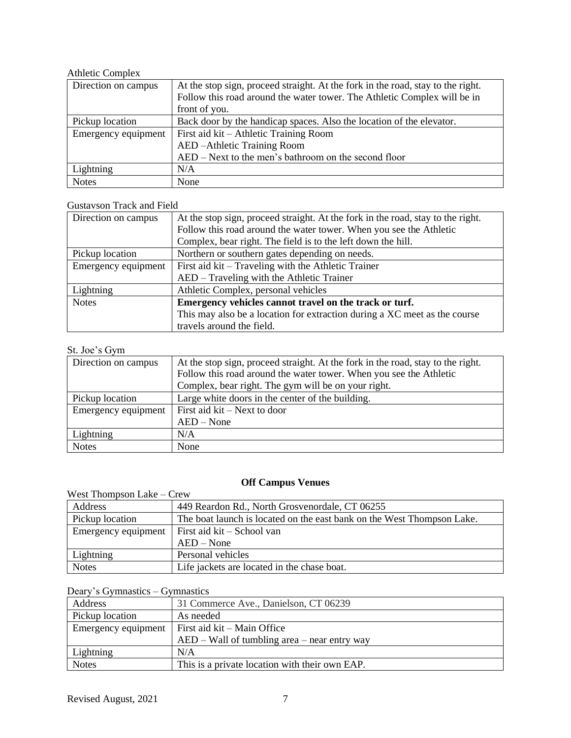Athletic Complex

| Direction on campus | At the stop sign, proceed straight. At the fork in the road, stay to the right. Follow this road around the water tower. The Athletic Complex will be in front of you. |
|---|---|
| Pickup location | Back door by the handicap spaces. Also the location of the elevator. |
| Emergency equipment | First aid kit – Athletic Training Room<br>AED –Athletic Training Room<br>AED – Next to the men's bathroom on the second floor |
| Lightning | N/A |
| Notes | None |

Gustavson Track and Field

| Direction on campus | At the stop sign, proceed straight. At the fork in the road, stay to the right. Follow this road around the water tower. When you see the Athletic Complex, bear right. The field is to the left down the hill. |
|---|---|
| Pickup location | Northern or southern gates depending on needs. |
| Emergency equipment | First aid kit – Traveling with the Athletic Trainer<br>AED – Traveling with the Athletic Trainer |
| Lightning | Athletic Complex, personal vehicles |
| Notes | **Emergency vehicles cannot travel on the track or turf.**<br>This may also be a location for extraction during a XC meet as the course travels around the field. |

St. Joe's Gym

| Direction on campus | At the stop sign, proceed straight. At the fork in the road, stay to the right. Follow this road around the water tower. When you see the Athletic Complex, bear right. The gym will be on your right. |
|---|---|
| Pickup location | Large white doors in the center of the building. |
| Emergency equipment | First aid kit – Next to door<br>AED – None |
| Lightning | N/A |
| Notes | None |

## Off Campus Venues

West Thompson Lake – Crew

| Address | 449 Reardon Rd., North Grosvenordale, CT 06255 |
|---|---|
| Pickup location | The boat launch is located on the east bank on the West Thompson Lake. |
| Emergency equipment | First aid kit – School van<br>AED – None |
| Lightning | Personal vehicles |
| Notes | Life jackets are located in the chase boat. |

Deary's Gymnastics – Gymnastics

| Address | 31 Commerce Ave., Danielson, CT 06239 |
|---|---|
| Pickup location | As needed |
| Emergency equipment | First aid kit – Main Office<br>AED – Wall of tumbling area – near entry way |
| Lightning | N/A |
| Notes | This is a private location with their own EAP. |

Revised August, 2021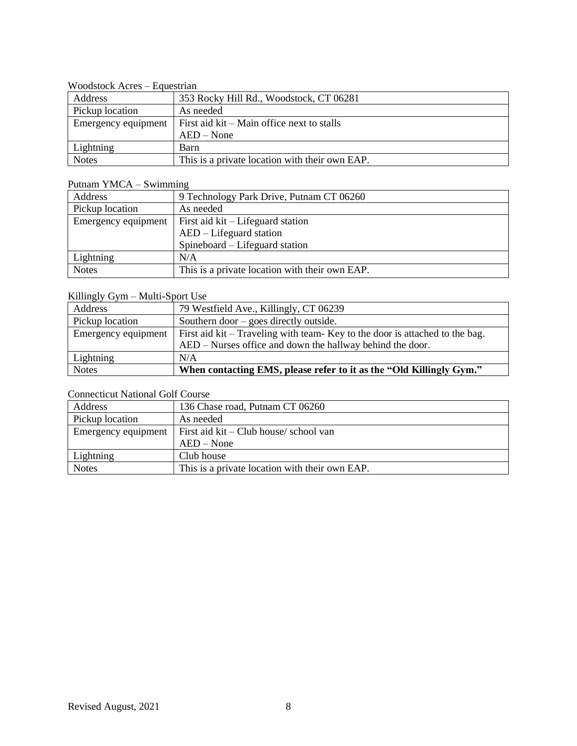Woodstock Acres – Equestrian

| Address | 353 Rocky Hill Rd., Woodstock, CT 06281 |
|---|---|
| Pickup location | As needed |
| Emergency equipment | First aid kit – Main office next to stalls<br>AED – None |
| Lightning | Barn |
| Notes | This is a private location with their own EAP. |

Putnam YMCA – Swimming

| Address | 9 Technology Park Drive, Putnam CT 06260 |
|---|---|
| Pickup location | As needed |
| Emergency equipment | First aid kit – Lifeguard station<br>AED – Lifeguard station<br>Spineboard – Lifeguard station |
| Lightning | N/A |
| Notes | This is a private location with their own EAP. |

Killingly Gym – Multi-Sport Use

| Address | 79 Westfield Ave., Killingly, CT 06239 |
|---|---|
| Pickup location | Southern door – goes directly outside. |
| Emergency equipment | First aid kit – Traveling with team- Key to the door is attached to the bag.<br>AED – Nurses office and down the hallway behind the door. |
| Lightning | N/A |
| Notes | **When contacting EMS, please refer to it as the "Old Killingly Gym."** |

Connecticut National Golf Course

| Address | 136 Chase road, Putnam CT 06260 |
|---|---|
| Pickup location | As needed |
| Emergency equipment | First aid kit – Club house/ school van<br>AED – None |
| Lightning | Club house |
| Notes | This is a private location with their own EAP. |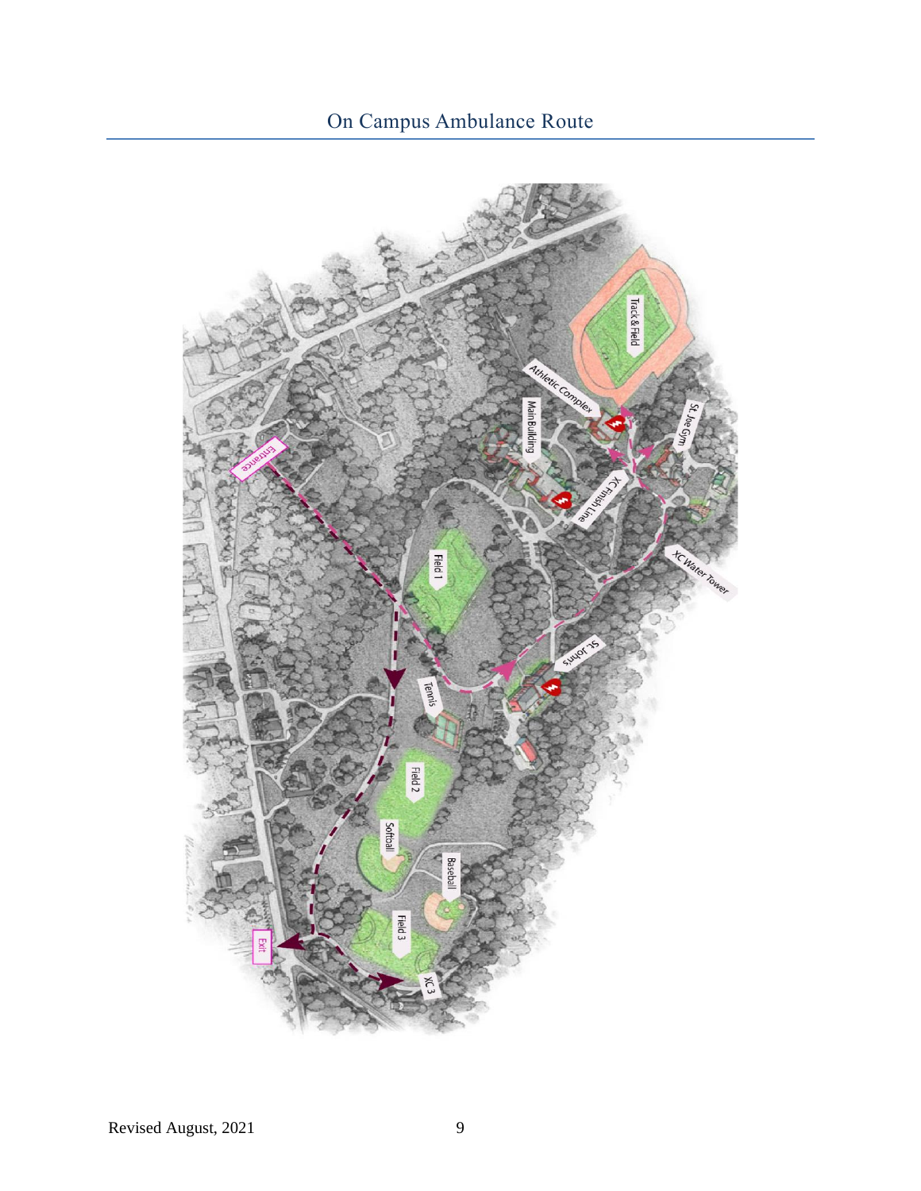# On Campus Ambulance Route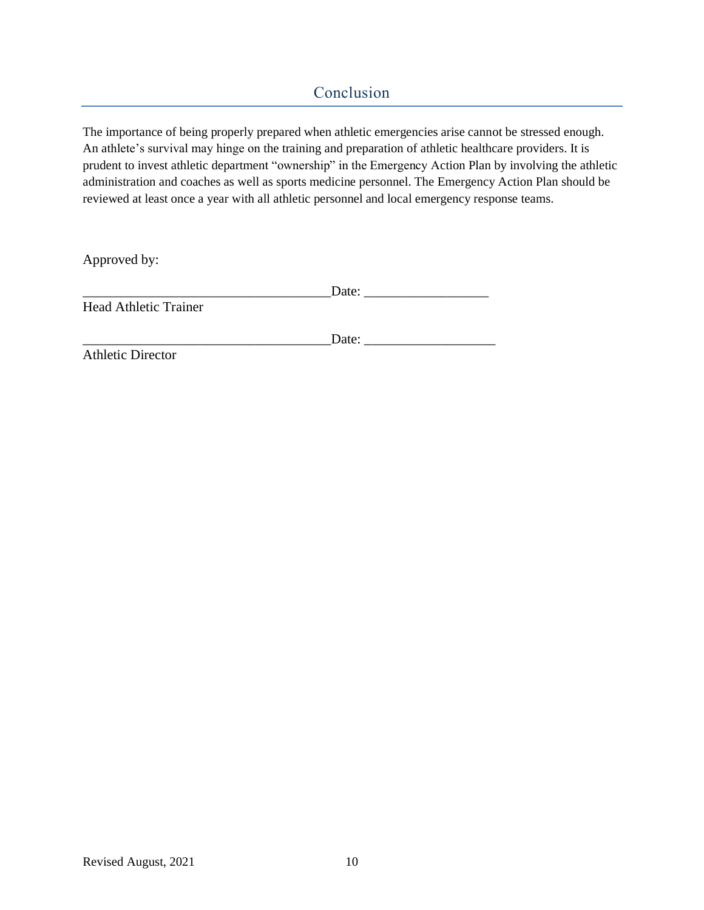## Conclusion

The importance of being properly prepared when athletic emergencies arise cannot be stressed enough. An athlete's survival may hinge on the training and preparation of athletic healthcare providers. It is prudent to invest athletic department "ownership" in the Emergency Action Plan by involving the athletic administration and coaches as well as sports medicine personnel. The Emergency Action Plan should be reviewed at least once a year with all athletic personnel and local emergency response teams.

Approved by:

____________________________________Date: __________________
Head Athletic Trainer

____________________________________Date: ___________________
Athletic Director

Revised August, 2021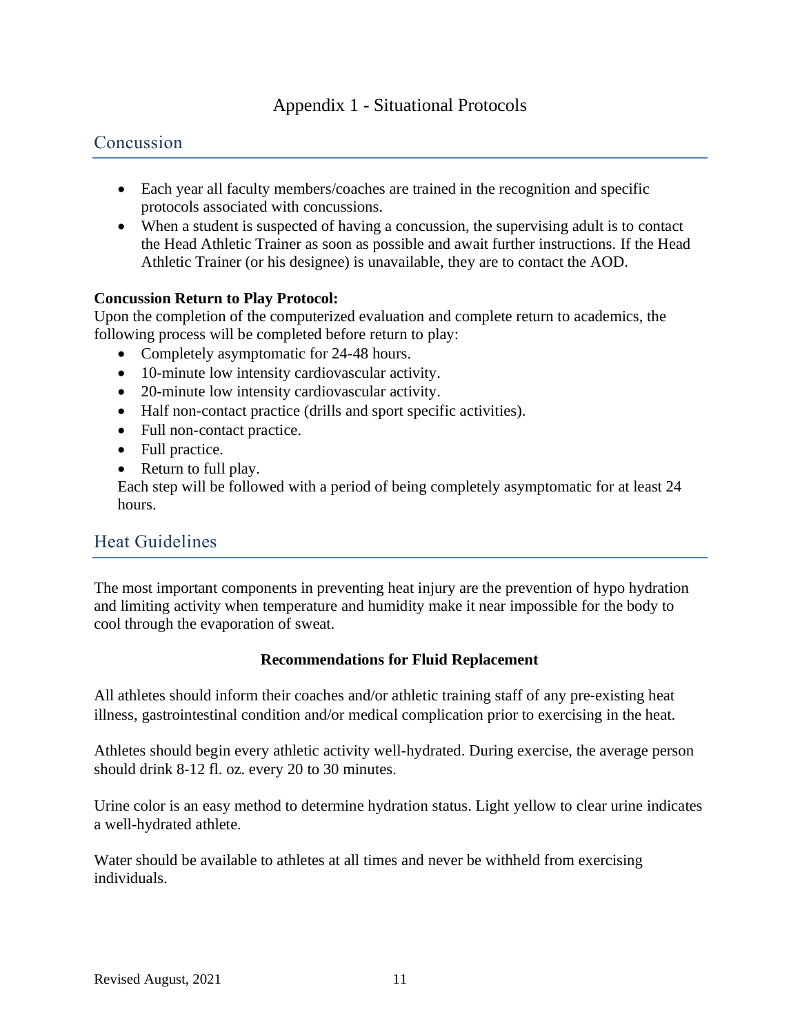# Appendix 1 - Situational Protocols

## Concussion

- Each year all faculty members/coaches are trained in the recognition and specific protocols associated with concussions.
- When a student is suspected of having a concussion, the supervising adult is to contact the Head Athletic Trainer as soon as possible and await further instructions. If the Head Athletic Trainer (or his designee) is unavailable, they are to contact the AOD.

**Concussion Return to Play Protocol:**
Upon the completion of the computerized evaluation and complete return to academics, the following process will be completed before return to play:

- Completely asymptomatic for 24-48 hours.
- 10-minute low intensity cardiovascular activity.
- 20-minute low intensity cardiovascular activity.
- Half non-contact practice (drills and sport specific activities).
- Full non-contact practice.
- Full practice.
- Return to full play.

Each step will be followed with a period of being completely asymptomatic for at least 24 hours.

## Heat Guidelines

The most important components in preventing heat injury are the prevention of hypo hydration and limiting activity when temperature and humidity make it near impossible for the body to cool through the evaporation of sweat.

**Recommendations for Fluid Replacement**

All athletes should inform their coaches and/or athletic training staff of any pre-existing heat illness, gastrointestinal condition and/or medical complication prior to exercising in the heat.

Athletes should begin every athletic activity well-hydrated. During exercise, the average person should drink 8-12 fl. oz. every 20 to 30 minutes.

Urine color is an easy method to determine hydration status. Light yellow to clear urine indicates a well-hydrated athlete.

Water should be available to athletes at all times and never be withheld from exercising individuals.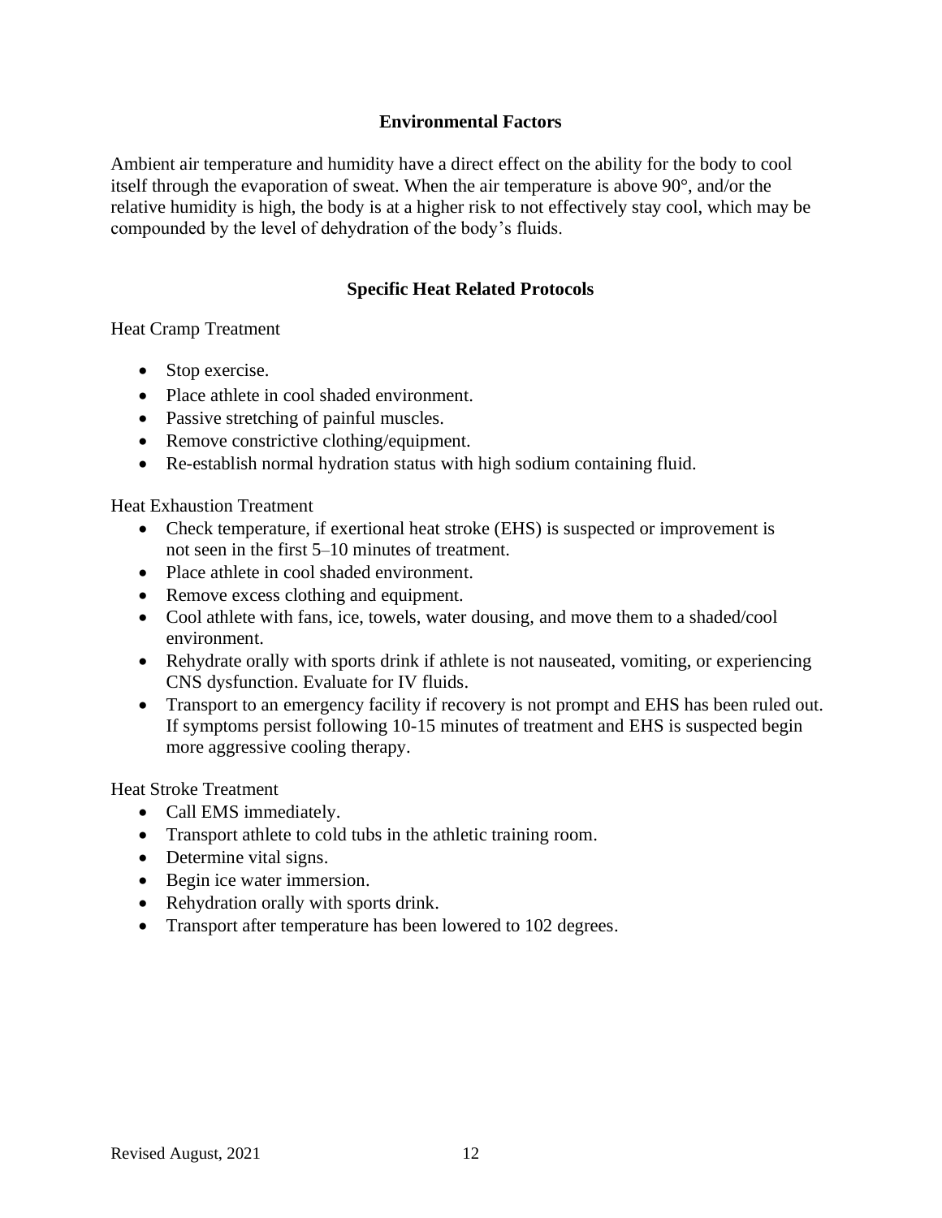## Environmental Factors

Ambient air temperature and humidity have a direct effect on the ability for the body to cool itself through the evaporation of sweat. When the air temperature is above 90°, and/or the relative humidity is high, the body is at a higher risk to not effectively stay cool, which may be compounded by the level of dehydration of the body's fluids.

## Specific Heat Related Protocols

Heat Cramp Treatment

- Stop exercise.
- Place athlete in cool shaded environment.
- Passive stretching of painful muscles.
- Remove constrictive clothing/equipment.
- Re-establish normal hydration status with high sodium containing fluid.

Heat Exhaustion Treatment

- Check temperature, if exertional heat stroke (EHS) is suspected or improvement is not seen in the first 5–10 minutes of treatment.
- Place athlete in cool shaded environment.
- Remove excess clothing and equipment.
- Cool athlete with fans, ice, towels, water dousing, and move them to a shaded/cool environment.
- Rehydrate orally with sports drink if athlete is not nauseated, vomiting, or experiencing CNS dysfunction. Evaluate for IV fluids.
- Transport to an emergency facility if recovery is not prompt and EHS has been ruled out. If symptoms persist following 10-15 minutes of treatment and EHS is suspected begin more aggressive cooling therapy.

Heat Stroke Treatment

- Call EMS immediately.
- Transport athlete to cold tubs in the athletic training room.
- Determine vital signs.
- Begin ice water immersion.
- Rehydration orally with sports drink.
- Transport after temperature has been lowered to 102 degrees.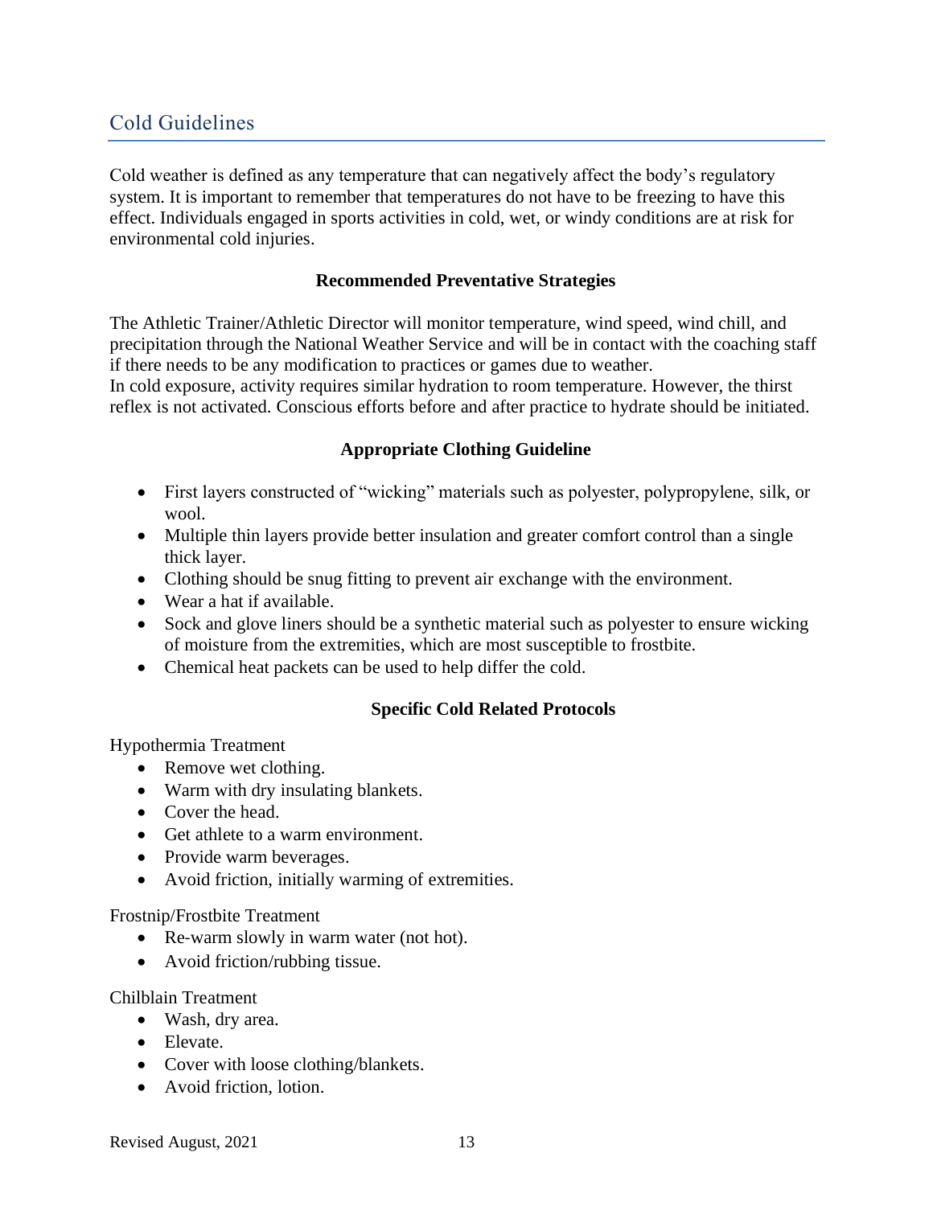## Cold Guidelines

Cold weather is defined as any temperature that can negatively affect the body's regulatory system. It is important to remember that temperatures do not have to be freezing to have this effect. Individuals engaged in sports activities in cold, wet, or windy conditions are at risk for environmental cold injuries.

**Recommended Preventative Strategies**

The Athletic Trainer/Athletic Director will monitor temperature, wind speed, wind chill, and precipitation through the National Weather Service and will be in contact with the coaching staff if there needs to be any modification to practices or games due to weather.
In cold exposure, activity requires similar hydration to room temperature. However, the thirst reflex is not activated. Conscious efforts before and after practice to hydrate should be initiated.

**Appropriate Clothing Guideline**

- First layers constructed of "wicking" materials such as polyester, polypropylene, silk, or wool.
- Multiple thin layers provide better insulation and greater comfort control than a single thick layer.
- Clothing should be snug fitting to prevent air exchange with the environment.
- Wear a hat if available.
- Sock and glove liners should be a synthetic material such as polyester to ensure wicking of moisture from the extremities, which are most susceptible to frostbite.
- Chemical heat packets can be used to help differ the cold.

**Specific Cold Related Protocols**

Hypothermia Treatment

- Remove wet clothing.
- Warm with dry insulating blankets.
- Cover the head.
- Get athlete to a warm environment.
- Provide warm beverages.
- Avoid friction, initially warming of extremities.

Frostnip/Frostbite Treatment

- Re-warm slowly in warm water (not hot).
- Avoid friction/rubbing tissue.

Chilblain Treatment

- Wash, dry area.
- Elevate.
- Cover with loose clothing/blankets.
- Avoid friction, lotion.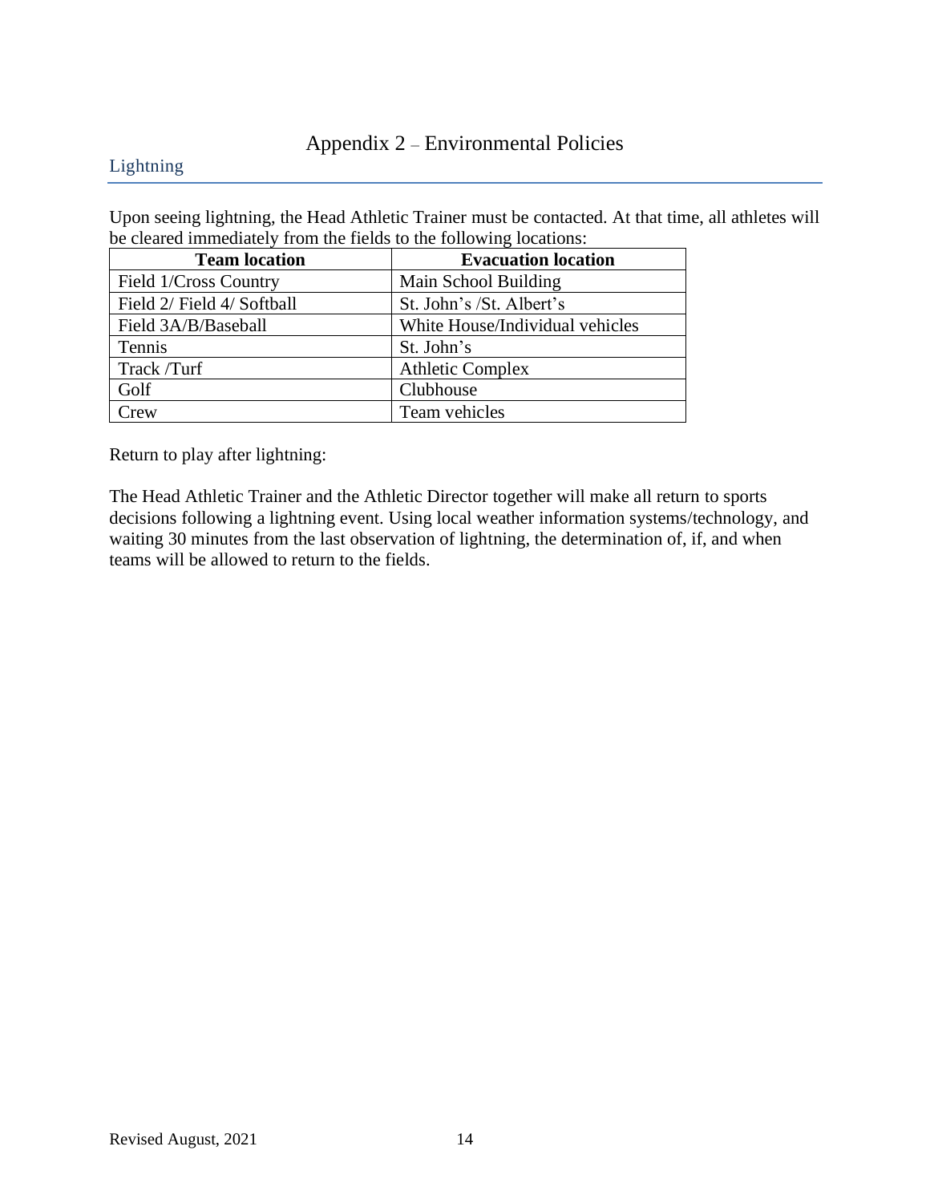# Appendix 2 – Environmental Policies

## Lightning

Upon seeing lightning, the Head Athletic Trainer must be contacted. At that time, all athletes will be cleared immediately from the fields to the following locations:

| Team location | Evacuation location |
|---|---|
| Field 1/Cross Country | Main School Building |
| Field 2/ Field 4/ Softball | St. John's /St. Albert's |
| Field 3A/B/Baseball | White House/Individual vehicles |
| Tennis | St. John's |
| Track /Turf | Athletic Complex |
| Golf | Clubhouse |
| Crew | Team vehicles |

Return to play after lightning:

The Head Athletic Trainer and the Athletic Director together will make all return to sports decisions following a lightning event. Using local weather information systems/technology, and waiting 30 minutes from the last observation of lightning, the determination of, if, and when teams will be allowed to return to the fields.

Revised August, 2021